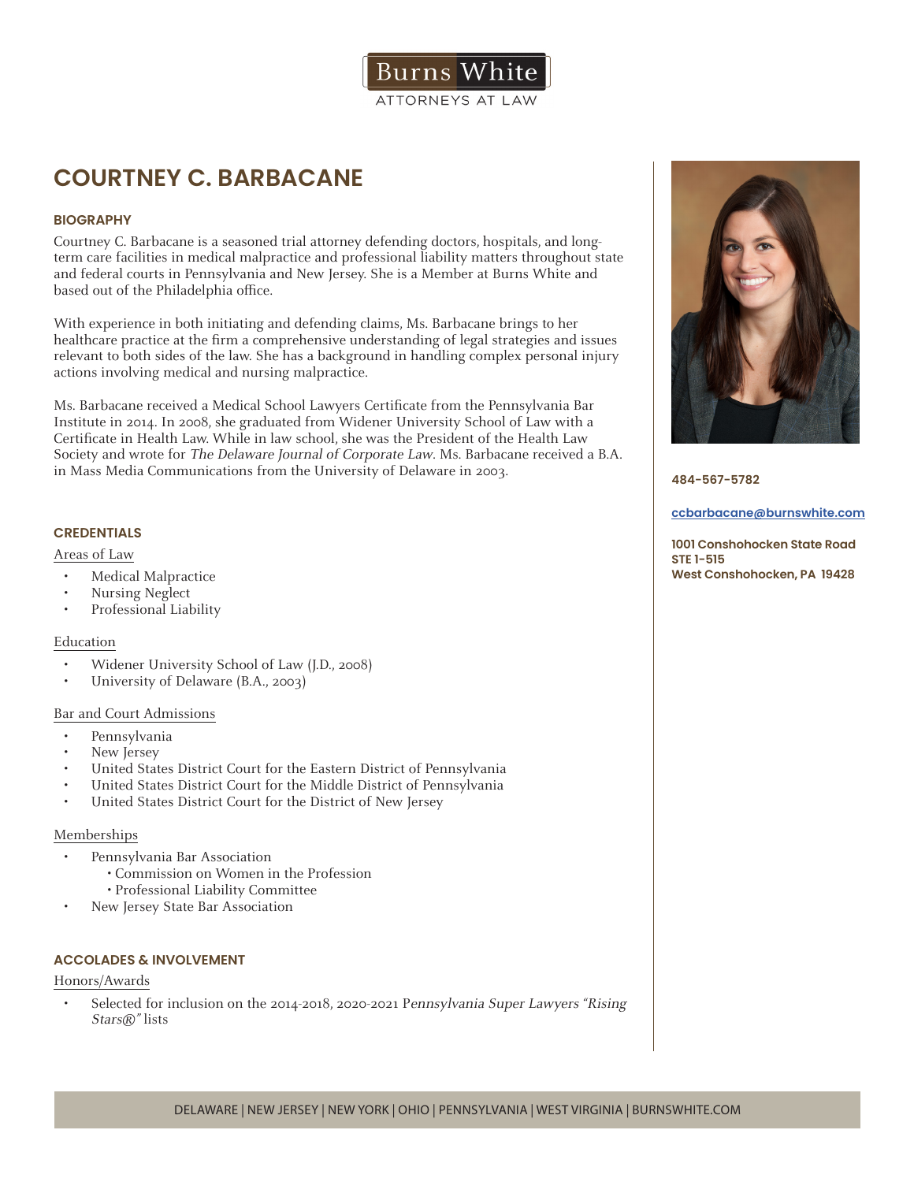Burns White
ATTORNEYS AT LAW

# COURTNEY C. BARBACANE

484-567-5782

ccbarbacane@burnswhite.com

1001 Conshohocken State Road
STE 1-515
West Conshohocken, PA 19428

## BIOGRAPHY

Courtney C. Barbacane is a seasoned trial attorney defending doctors, hospitals, and long-term care facilities in medical malpractice and professional liability matters throughout state and federal courts in Pennsylvania and New Jersey. She is a Member at Burns White and based out of the Philadelphia office.

With experience in both initiating and defending claims, Ms. Barbacane brings to her healthcare practice at the firm a comprehensive understanding of legal strategies and issues relevant to both sides of the law. She has a background in handling complex personal injury actions involving medical and nursing malpractice.

Ms. Barbacane received a Medical School Lawyers Certificate from the Pennsylvania Bar Institute in 2014. In 2008, she graduated from Widener University School of Law with a Certificate in Health Law. While in law school, she was the President of the Health Law Society and wrote for *The Delaware Journal of Corporate Law*. Ms. Barbacane received a B.A. in Mass Media Communications from the University of Delaware in 2003.

## CREDENTIALS

### Areas of Law

- Medical Malpractice
- Nursing Neglect
- Professional Liability

### Education

- Widener University School of Law (J.D., 2008)
- University of Delaware (B.A., 2003)

### Bar and Court Admissions

- Pennsylvania
- New Jersey
- United States District Court for the Eastern District of Pennsylvania
- United States District Court for the Middle District of Pennsylvania
- United States District Court for the District of New Jersey

### Memberships

- Pennsylvania Bar Association
  - Commission on Women in the Profession
  - Professional Liability Committee
- New Jersey State Bar Association

## ACCOLADES & INVOLVEMENT

### Honors/Awards

- Selected for inclusion on the 2014-2018, 2020-2021 *Pennsylvania Super Lawyers "Rising Stars®"* lists

DELAWARE | NEW JERSEY | NEW YORK | OHIO | PENNSYLVANIA | WEST VIRGINIA | BURNSWHITE.COM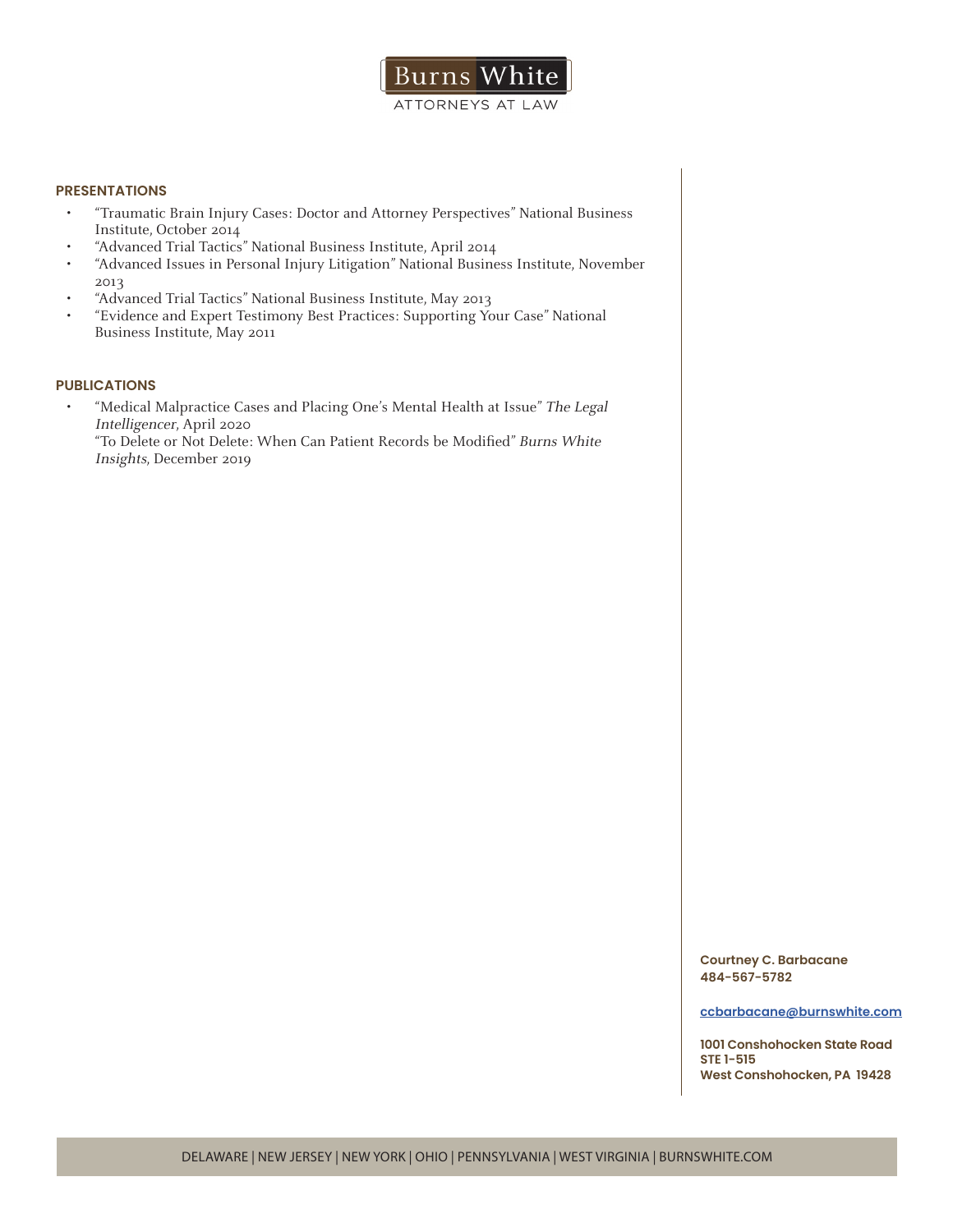## PRESENTATIONS

- "Traumatic Brain Injury Cases: Doctor and Attorney Perspectives" National Business Institute, October 2014
- "Advanced Trial Tactics" National Business Institute, April 2014
- "Advanced Issues in Personal Injury Litigation" National Business Institute, November 2013
- "Advanced Trial Tactics" National Business Institute, May 2013
- "Evidence and Expert Testimony Best Practices: Supporting Your Case" National Business Institute, May 2011

## PUBLICATIONS

- "Medical Malpractice Cases and Placing One's Mental Health at Issue" *The Legal Intelligencer*, April 2020
  "To Delete or Not Delete: When Can Patient Records be Modified" *Burns White Insights*, December 2019

**Courtney C. Barbacane**
**484-567-5782**

**ccbarbacane@burnswhite.com**

**1001 Conshohocken State Road**
**STE 1-515**
**West Conshohocken, PA 19428**